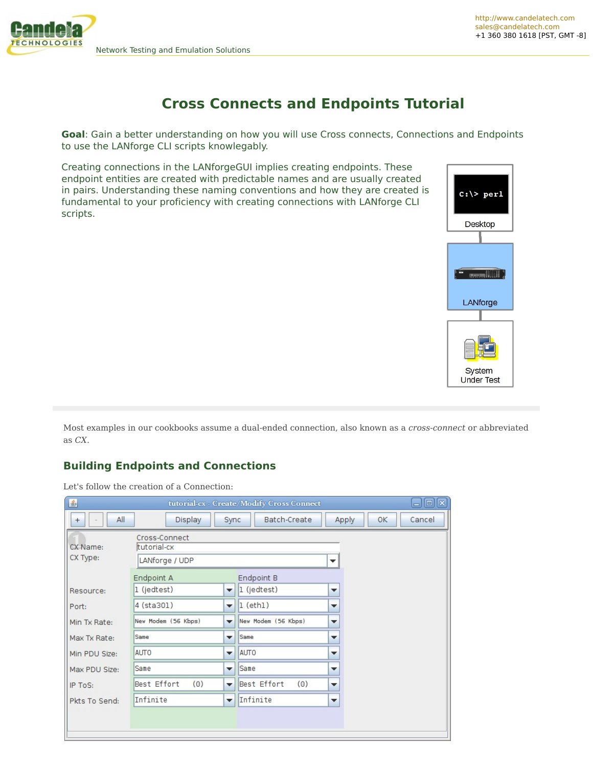# Cross Connects and Endpoints Tutorial

**Goal**: Gain a better understanding on how you will use Cross connects, Connections and Endpoints to use the LANforge CLI scripts knowlegably.

Creating connections in the LANforgeGUI implies creating endpoints. These endpoint entities are created with predictable names and are usually created in pairs. Understanding these naming conventions and how they are created is fundamental to your proficiency with creating connections with LANforge CLI scripts.

Most examples in our cookbooks assume a dual-ended connection, also known as a *cross-connect* or abbreviated as *CX*.

## Building Endpoints and Connections

Let's follow the creation of a Connection: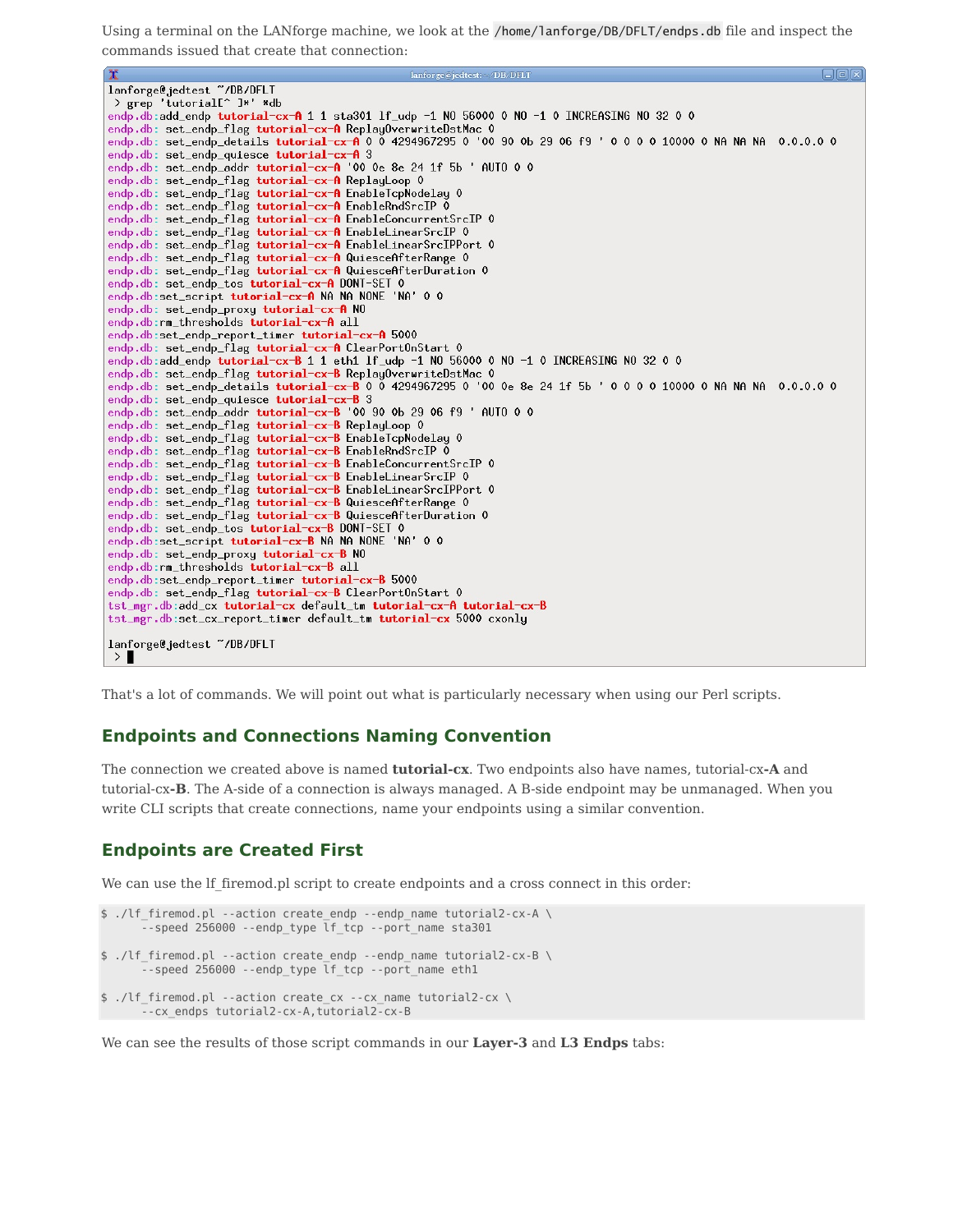Using a terminal on the LANforge machine, we look at the `/home/lanforge/DB/DFLT/endps.db` file and inspect the commands issued that create that connection:

```
lanforge@jedtest ~/DB/DFLT
 > grep 'tutorial[^ ]*' *db
endp.db:add_endp tutorial-cx-A 1 1 sta301 lf_udp -1 NO 56000 0 NO -1 0 INCREASING NO 32 0 0
endp.db: set_endp_flag tutorial-cx-A ReplayOverwriteDstMac 0
endp.db: set_endp_details tutorial-cx-A 0 0 4294967295 0 '00 90 0b 29 06 f9 ' 0 0 0 0 10000 0 NA NA NA  0.0.0.0 0
endp.db: set_endp_quiesce tutorial-cx-A 3
endp.db: set_endp_addr tutorial-cx-A '00 0e 8e 24 1f 5b ' AUTO 0 0
endp.db: set_endp_flag tutorial-cx-A ReplayLoop 0
endp.db: set_endp_flag tutorial-cx-A EnableTcpNodelay 0
endp.db: set_endp_flag tutorial-cx-A EnableRndSrcIP 0
endp.db: set_endp_flag tutorial-cx-A EnableConcurrentSrcIP 0
endp.db: set_endp_flag tutorial-cx-A EnableLinearSrcIP 0
endp.db: set_endp_flag tutorial-cx-A EnableLinearSrcIPPort 0
endp.db: set_endp_flag tutorial-cx-A QuiesceAfterRange 0
endp.db: set_endp_flag tutorial-cx-A QuiesceAfterDuration 0
endp.db: set_endp_tos tutorial-cx-A DONT-SET 0
endp.db:set_script tutorial-cx-A NA NA NONE 'NA' 0 0
endp.db: set_endp_proxy tutorial-cx-A NO
endp.db:rm_thresholds tutorial-cx-A all
endp.db:set_endp_report_timer tutorial-cx-A 5000
endp.db: set_endp_flag tutorial-cx-A ClearPortOnStart 0
endp.db:add_endp tutorial-cx-B 1 1 eth1 lf_udp -1 NO 56000 0 NO -1 0 INCREASING NO 32 0 0
endp.db: set_endp_flag tutorial-cx-B ReplayOverwriteDstMac 0
endp.db: set_endp_details tutorial-cx-B 0 0 4294967295 0 '00 0e 8e 24 1f 5b ' 0 0 0 0 10000 0 NA NA NA  0.0.0.0 0
endp.db: set_endp_quiesce tutorial-cx-B 3
endp.db: set_endp_addr tutorial-cx-B '00 90 0b 29 06 f9 ' AUTO 0 0
endp.db: set_endp_flag tutorial-cx-B ReplayLoop 0
endp.db: set_endp_flag tutorial-cx-B EnableTcpNodelay 0
endp.db: set_endp_flag tutorial-cx-B EnableRndSrcIP 0
endp.db: set_endp_flag tutorial-cx-B EnableConcurrentSrcIP 0
endp.db: set_endp_flag tutorial-cx-B EnableLinearSrcIP 0
endp.db: set_endp_flag tutorial-cx-B EnableLinearSrcIPPort 0
endp.db: set_endp_flag tutorial-cx-B QuiesceAfterRange 0
endp.db: set_endp_flag tutorial-cx-B QuiesceAfterDuration 0
endp.db: set_endp_tos tutorial-cx-B DONT-SET 0
endp.db:set_script tutorial-cx-B NA NA NONE 'NA' 0 0
endp.db: set_endp_proxy tutorial-cx-B NO
endp.db:rm_thresholds tutorial-cx-B all
endp.db:set_endp_report_timer tutorial-cx-B 5000
endp.db: set_endp_flag tutorial-cx-B ClearPortOnStart 0
tst_mgr.db:add_cx tutorial-cx default_tm tutorial-cx-A tutorial-cx-B
tst_mgr.db:set_cx_report_timer default_tm tutorial-cx 5000 cxonly

lanforge@jedtest ~/DB/DFLT
 >
```

That's a lot of commands. We will point out what is particularly necessary when using our Perl scripts.

## Endpoints and Connections Naming Convention

The connection we created above is named **tutorial-cx**. Two endpoints also have names, tutorial-cx**-A** and tutorial-cx**-B**. The A-side of a connection is always managed. A B-side endpoint may be unmanaged. When you write CLI scripts that create connections, name your endpoints using a similar convention.

## Endpoints are Created First

We can use the lf_firemod.pl script to create endpoints and a cross connect in this order:

```
$ ./lf_firemod.pl --action create_endp --endp_name tutorial2-cx-A \
      --speed 256000 --endp_type lf_tcp --port_name sta301

$ ./lf_firemod.pl --action create_endp --endp_name tutorial2-cx-B \
      --speed 256000 --endp_type lf_tcp --port_name eth1

$ ./lf_firemod.pl --action create_cx --cx_name tutorial2-cx \
      --cx_endps tutorial2-cx-A,tutorial2-cx-B
```

We can see the results of those script commands in our **Layer-3** and **L3 Endps** tabs: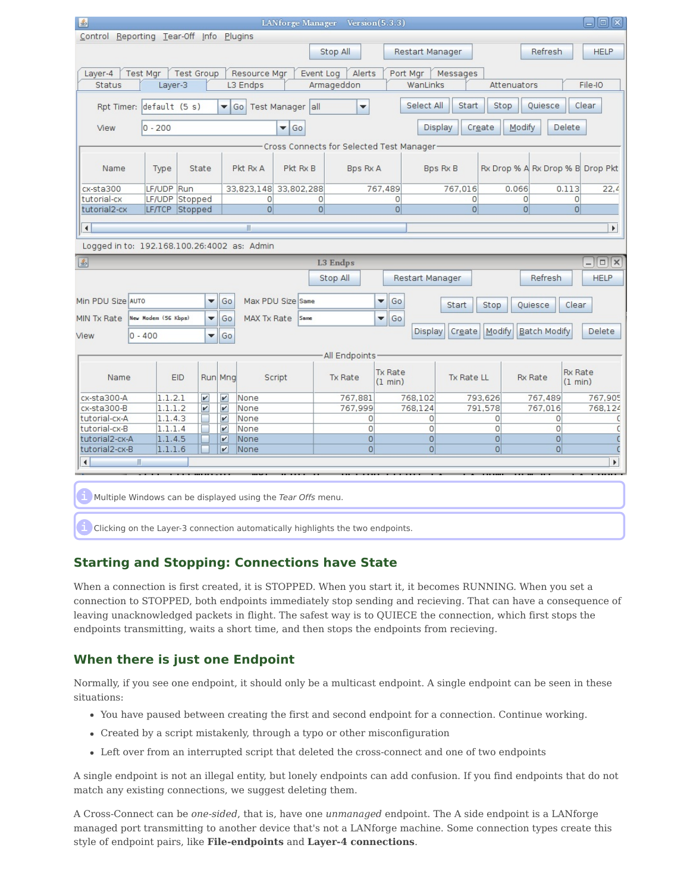Multiple Windows can be displayed using the *Tear Offs* menu.

Clicking on the Layer-3 connection automatically highlights the two endpoints.

## Starting and Stopping: Connections have State

When a connection is first created, it is STOPPED. When you start it, it becomes RUNNING. When you set a connection to STOPPED, both endpoints immediately stop sending and recieving. That can have a consequence of leaving unacknowledged packets in flight. The safest way is to QUIECE the connection, which first stops the endpoints transmitting, waits a short time, and then stops the endpoints from recieving.

## When there is just one Endpoint

Normally, if you see one endpoint, it should only be a multicast endpoint. A single endpoint can be seen in these situations:

- You have paused between creating the first and second endpoint for a connection. Continue working.
- Created by a script mistakenly, through a typo or other misconfiguration
- Left over from an interrupted script that deleted the cross-connect and one of two endpoints

A single endpoint is not an illegal entity, but lonely endpoints can add confusion. If you find endpoints that do not match any existing connections, we suggest deleting them.

A Cross-Connect can be *one-sided*, that is, have one *unmanaged* endpoint. The A side endpoint is a LANforge managed port transmitting to another device that's not a LANforge machine. Some connection types create this style of endpoint pairs, like **File-endpoints** and **Layer-4 connections**.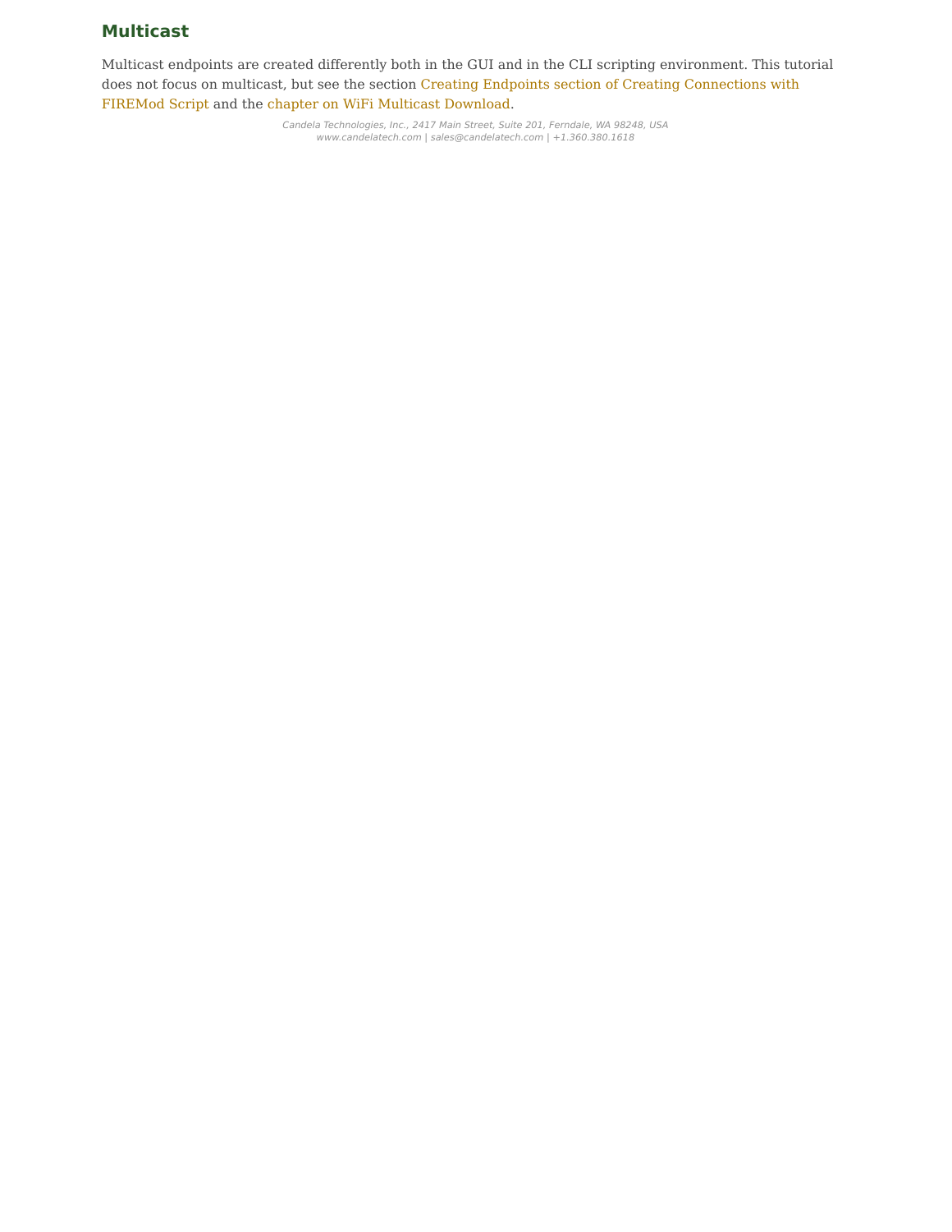## Multicast

Multicast endpoints are created differently both in the GUI and in the CLI scripting environment. This tutorial does not focus on multicast, but see the section Creating Endpoints section of Creating Connections with FIREMod Script and the chapter on WiFi Multicast Download.